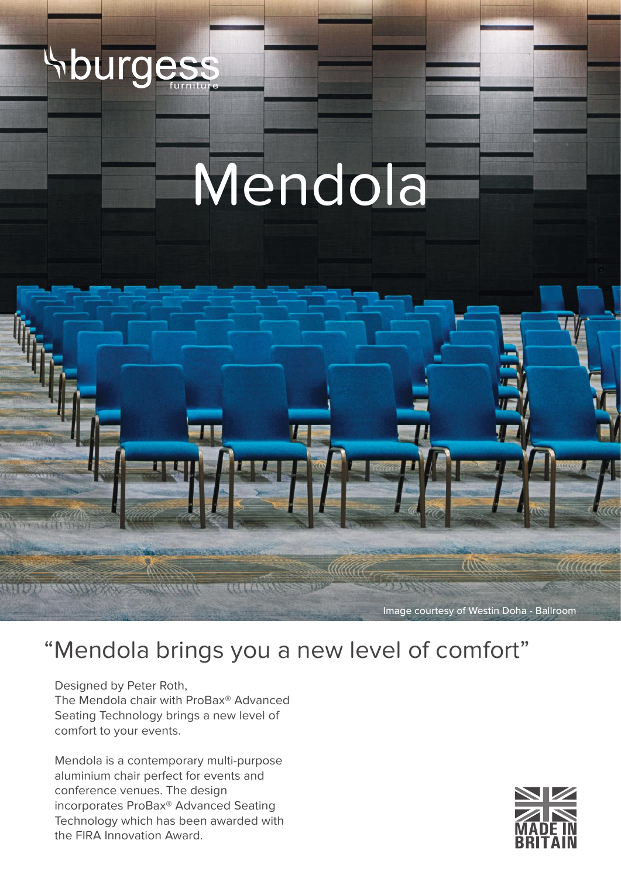# burgess furniture

# Mendola

Image courtesy of Westin Doha - Ballroom

## "Mendola brings you a new level of comfort"

Designed by Peter Roth,
The Mendola chair with ProBax® Advanced Seating Technology brings a new level of comfort to your events.

Mendola is a contemporary multi-purpose aluminium chair perfect for events and conference venues. The design incorporates ProBax® Advanced Seating Technology which has been awarded with the FIRA Innovation Award.

MADE IN BRITAIN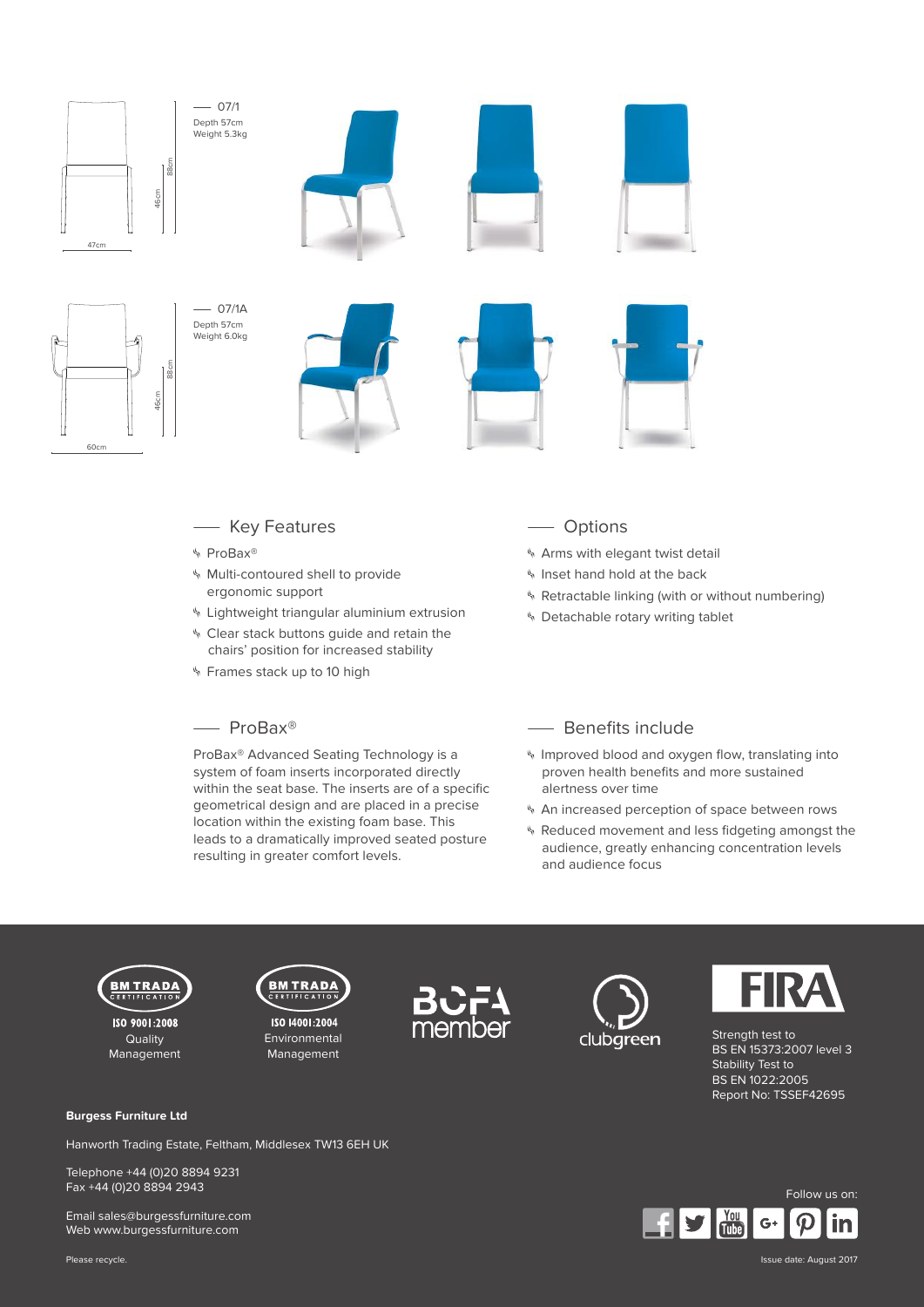47cm

46cm

88cm

07/1
Depth 57cm
Weight 5.3kg

60cm

46cm

88cm

07/1A
Depth 57cm
Weight 6.0kg

## Key Features

- ProBax®
- Multi-contoured shell to provide ergonomic support
- Lightweight triangular aluminium extrusion
- Clear stack buttons guide and retain the chairs' position for increased stability
- Frames stack up to 10 high

## Options

- Arms with elegant twist detail
- Inset hand hold at the back
- Retractable linking (with or without numbering)
- Detachable rotary writing tablet

## ProBax®

ProBax® Advanced Seating Technology is a system of foam inserts incorporated directly within the seat base. The inserts are of a specific geometrical design and are placed in a precise location within the existing foam base. This leads to a dramatically improved seated posture resulting in greater comfort levels.

## Benefits include

- Improved blood and oxygen flow, translating into proven health benefits and more sustained alertness over time
- An increased perception of space between rows
- Reduced movement and less fidgeting amongst the audience, greatly enhancing concentration levels and audience focus

BM TRADA CERTIFICATION
ISO 9001:2008
Quality Management

BM TRADA CERTIFICATION
ISO 14001:2004
Environmental Management

BCFA member

clubgreen

FIRA

Strength test to
BS EN 15373:2007 level 3
Stability Test to
BS EN 1022:2005
Report No: TSSEF42695

**Burgess Furniture Ltd**

Hanworth Trading Estate, Feltham, Middlesex TW13 6EH UK

Telephone +44 (0)20 8894 9231
Fax +44 (0)20 8894 2943

Email sales@burgessfurniture.com
Web www.burgessfurniture.com

Follow us on:

Please recycle.

Issue date: August 2017